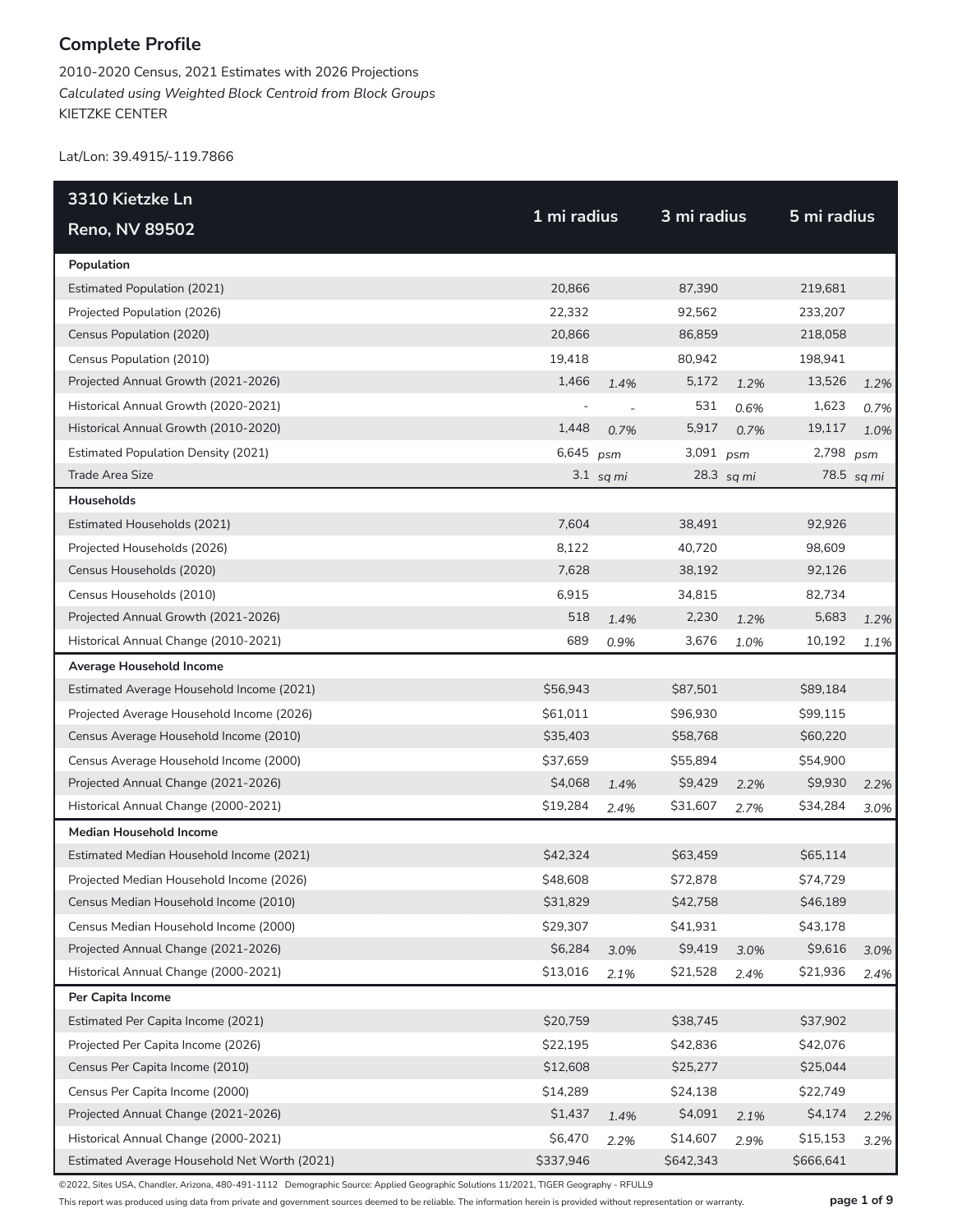# Complete Profile

2010-2020 Census, 2021 Estimates with 2026 Projections
*Calculated using Weighted Block Centroid from Block Groups*
KIETZKE CENTER

Lat/Lon: 39.4915/-119.7866

| 3310 Kietzke Ln Reno, NV 89502 | 1 mi radius | | 3 mi radius | | 5 mi radius | |
|---|---|---|---|---|---|---|
| **Population** | | | | | | |
| Estimated Population (2021) | 20,866 | | 87,390 | | 219,681 | |
| Projected Population (2026) | 22,332 | | 92,562 | | 233,207 | |
| Census Population (2020) | 20,866 | | 86,859 | | 218,058 | |
| Census Population (2010) | 19,418 | | 80,942 | | 198,941 | |
| Projected Annual Growth (2021-2026) | 1,466 | *1.4%* | 5,172 | *1.2%* | 13,526 | *1.2%* |
| Historical Annual Growth (2020-2021) | - | - | 531 | *0.6%* | 1,623 | *0.7%* |
| Historical Annual Growth (2010-2020) | 1,448 | *0.7%* | 5,917 | *0.7%* | 19,117 | *1.0%* |
| Estimated Population Density (2021) | 6,645 | *psm* | 3,091 | *psm* | 2,798 | *psm* |
| Trade Area Size | 3.1 | *sq mi* | 28.3 | *sq mi* | 78.5 | *sq mi* |
| **Households** | | | | | | |
| Estimated Households (2021) | 7,604 | | 38,491 | | 92,926 | |
| Projected Households (2026) | 8,122 | | 40,720 | | 98,609 | |
| Census Households (2020) | 7,628 | | 38,192 | | 92,126 | |
| Census Households (2010) | 6,915 | | 34,815 | | 82,734 | |
| Projected Annual Growth (2021-2026) | 518 | *1.4%* | 2,230 | *1.2%* | 5,683 | *1.2%* |
| Historical Annual Change (2010-2021) | 689 | *0.9%* | 3,676 | *1.0%* | 10,192 | *1.1%* |
| **Average Household Income** | | | | | | |
| Estimated Average Household Income (2021) | $56,943 | | $87,501 | | $89,184 | |
| Projected Average Household Income (2026) | $61,011 | | $96,930 | | $99,115 | |
| Census Average Household Income (2010) | $35,403 | | $58,768 | | $60,220 | |
| Census Average Household Income (2000) | $37,659 | | $55,894 | | $54,900 | |
| Projected Annual Change (2021-2026) | $4,068 | *1.4%* | $9,429 | *2.2%* | $9,930 | *2.2%* |
| Historical Annual Change (2000-2021) | $19,284 | *2.4%* | $31,607 | *2.7%* | $34,284 | *3.0%* |
| **Median Household Income** | | | | | | |
| Estimated Median Household Income (2021) | $42,324 | | $63,459 | | $65,114 | |
| Projected Median Household Income (2026) | $48,608 | | $72,878 | | $74,729 | |
| Census Median Household Income (2010) | $31,829 | | $42,758 | | $46,189 | |
| Census Median Household Income (2000) | $29,307 | | $41,931 | | $43,178 | |
| Projected Annual Change (2021-2026) | $6,284 | *3.0%* | $9,419 | *3.0%* | $9,616 | *3.0%* |
| Historical Annual Change (2000-2021) | $13,016 | *2.1%* | $21,528 | *2.4%* | $21,936 | *2.4%* |
| **Per Capita Income** | | | | | | |
| Estimated Per Capita Income (2021) | $20,759 | | $38,745 | | $37,902 | |
| Projected Per Capita Income (2026) | $22,195 | | $42,836 | | $42,076 | |
| Census Per Capita Income (2010) | $12,608 | | $25,277 | | $25,044 | |
| Census Per Capita Income (2000) | $14,289 | | $24,138 | | $22,749 | |
| Projected Annual Change (2021-2026) | $1,437 | *1.4%* | $4,091 | *2.1%* | $4,174 | *2.2%* |
| Historical Annual Change (2000-2021) | $6,470 | *2.2%* | $14,607 | *2.9%* | $15,153 | *3.2%* |
| Estimated Average Household Net Worth (2021) | $337,946 | | $642,343 | | $666,641 | |

©2022, Sites USA, Chandler, Arizona, 480-491-1112 Demographic Source: Applied Geographic Solutions 11/2021, TIGER Geography - RFULL9

This report was produced using data from private and government sources deemed to be reliable. The information herein is provided without representation or warranty.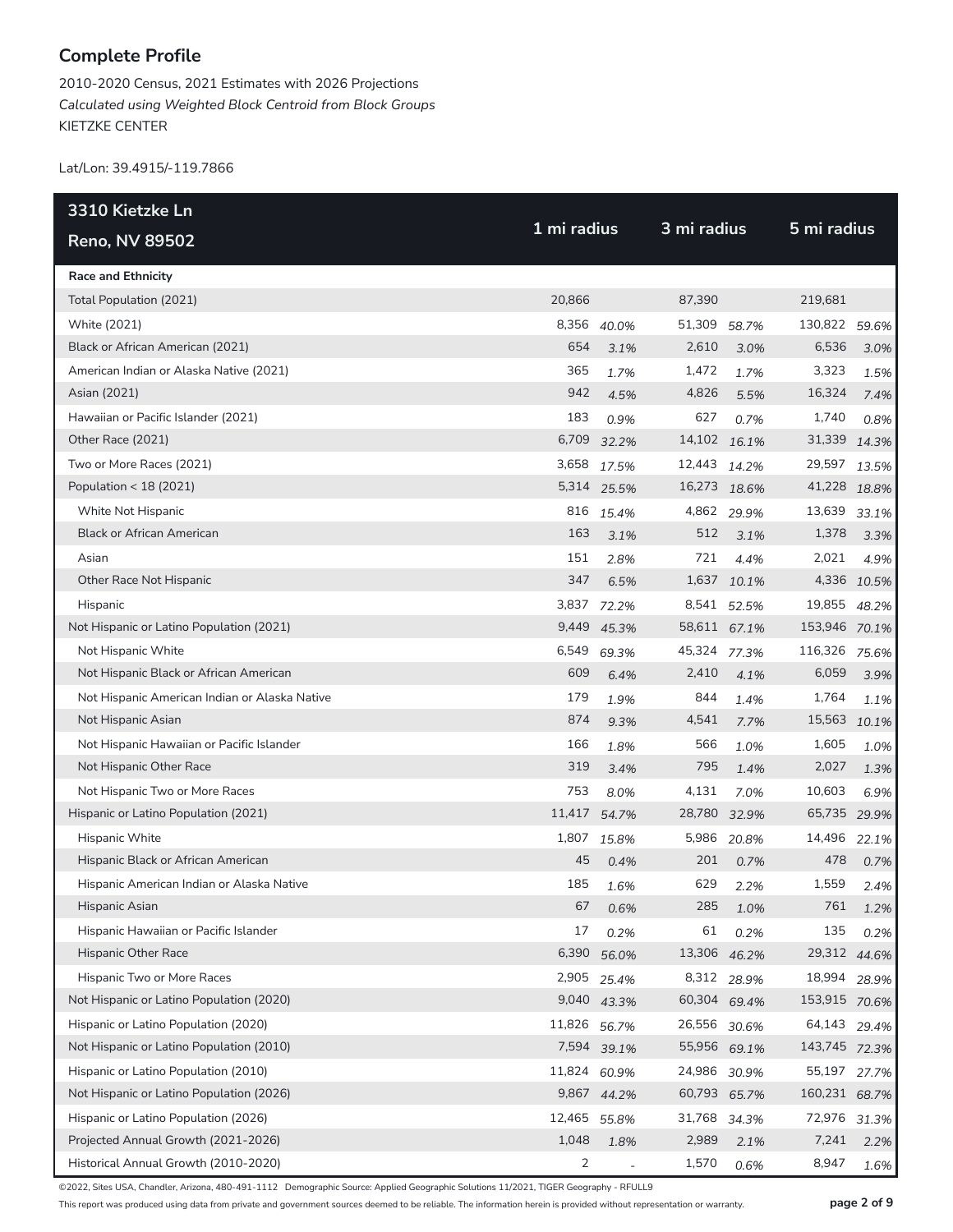## Complete Profile

2010-2020 Census, 2021 Estimates with 2026 Projections
*Calculated using Weighted Block Centroid from Block Groups*
KIETZKE CENTER

Lat/Lon: 39.4915/-119.7866

| 3310 Kietzke Ln Reno, NV 89502 | 1 mi radius | | 3 mi radius | | 5 mi radius | |
|---|---|---|---|---|---|---|
| **Race and Ethnicity** | | | | | | |
| Total Population (2021) | 20,866 | | 87,390 | | 219,681 | |
| White (2021) | 8,356 | *40.0%* | 51,309 | *58.7%* | 130,822 | *59.6%* |
| Black or African American (2021) | 654 | *3.1%* | 2,610 | *3.0%* | 6,536 | *3.0%* |
| American Indian or Alaska Native (2021) | 365 | *1.7%* | 1,472 | *1.7%* | 3,323 | *1.5%* |
| Asian (2021) | 942 | *4.5%* | 4,826 | *5.5%* | 16,324 | *7.4%* |
| Hawaiian or Pacific Islander (2021) | 183 | *0.9%* | 627 | *0.7%* | 1,740 | *0.8%* |
| Other Race (2021) | 6,709 | *32.2%* | 14,102 | *16.1%* | 31,339 | *14.3%* |
| Two or More Races (2021) | 3,658 | *17.5%* | 12,443 | *14.2%* | 29,597 | *13.5%* |
| Population < 18 (2021) | 5,314 | *25.5%* | 16,273 | *18.6%* | 41,228 | *18.8%* |
| White Not Hispanic | 816 | *15.4%* | 4,862 | *29.9%* | 13,639 | *33.1%* |
| Black or African American | 163 | *3.1%* | 512 | *3.1%* | 1,378 | *3.3%* |
| Asian | 151 | *2.8%* | 721 | *4.4%* | 2,021 | *4.9%* |
| Other Race Not Hispanic | 347 | *6.5%* | 1,637 | *10.1%* | 4,336 | *10.5%* |
| Hispanic | 3,837 | *72.2%* | 8,541 | *52.5%* | 19,855 | *48.2%* |
| Not Hispanic or Latino Population (2021) | 9,449 | *45.3%* | 58,611 | *67.1%* | 153,946 | *70.1%* |
| Not Hispanic White | 6,549 | *69.3%* | 45,324 | *77.3%* | 116,326 | *75.6%* |
| Not Hispanic Black or African American | 609 | *6.4%* | 2,410 | *4.1%* | 6,059 | *3.9%* |
| Not Hispanic American Indian or Alaska Native | 179 | *1.9%* | 844 | *1.4%* | 1,764 | *1.1%* |
| Not Hispanic Asian | 874 | *9.3%* | 4,541 | *7.7%* | 15,563 | *10.1%* |
| Not Hispanic Hawaiian or Pacific Islander | 166 | *1.8%* | 566 | *1.0%* | 1,605 | *1.0%* |
| Not Hispanic Other Race | 319 | *3.4%* | 795 | *1.4%* | 2,027 | *1.3%* |
| Not Hispanic Two or More Races | 753 | *8.0%* | 4,131 | *7.0%* | 10,603 | *6.9%* |
| Hispanic or Latino Population (2021) | 11,417 | *54.7%* | 28,780 | *32.9%* | 65,735 | *29.9%* |
| Hispanic White | 1,807 | *15.8%* | 5,986 | *20.8%* | 14,496 | *22.1%* |
| Hispanic Black or African American | 45 | *0.4%* | 201 | *0.7%* | 478 | *0.7%* |
| Hispanic American Indian or Alaska Native | 185 | *1.6%* | 629 | *2.2%* | 1,559 | *2.4%* |
| Hispanic Asian | 67 | *0.6%* | 285 | *1.0%* | 761 | *1.2%* |
| Hispanic Hawaiian or Pacific Islander | 17 | *0.2%* | 61 | *0.2%* | 135 | *0.2%* |
| Hispanic Other Race | 6,390 | *56.0%* | 13,306 | *46.2%* | 29,312 | *44.6%* |
| Hispanic Two or More Races | 2,905 | *25.4%* | 8,312 | *28.9%* | 18,994 | *28.9%* |
| Not Hispanic or Latino Population (2020) | 9,040 | *43.3%* | 60,304 | *69.4%* | 153,915 | *70.6%* |
| Hispanic or Latino Population (2020) | 11,826 | *56.7%* | 26,556 | *30.6%* | 64,143 | *29.4%* |
| Not Hispanic or Latino Population (2010) | 7,594 | *39.1%* | 55,956 | *69.1%* | 143,745 | *72.3%* |
| Hispanic or Latino Population (2010) | 11,824 | *60.9%* | 24,986 | *30.9%* | 55,197 | *27.7%* |
| Not Hispanic or Latino Population (2026) | 9,867 | *44.2%* | 60,793 | *65.7%* | 160,231 | *68.7%* |
| Hispanic or Latino Population (2026) | 12,465 | *55.8%* | 31,768 | *34.3%* | 72,976 | *31.3%* |
| Projected Annual Growth (2021-2026) | 1,048 | *1.8%* | 2,989 | *2.1%* | 7,241 | *2.2%* |
| Historical Annual Growth (2010-2020) | 2 | - | 1,570 | *0.6%* | 8,947 | *1.6%* |

©2022, Sites USA, Chandler, Arizona, 480-491-1112 Demographic Source: Applied Geographic Solutions 11/2021, TIGER Geography - RFULL9

This report was produced using data from private and government sources deemed to be reliable. The information herein is provided without representation or warranty.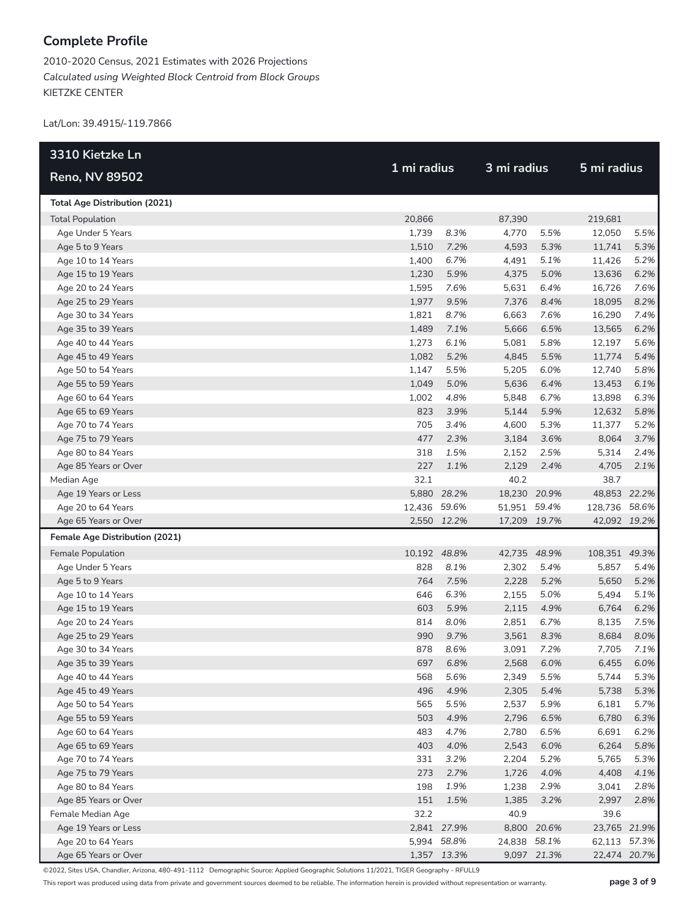## Complete Profile

2010-2020 Census, 2021 Estimates with 2026 Projections
*Calculated using Weighted Block Centroid from Block Groups*
KIETZKE CENTER

Lat/Lon: 39.4915/-119.7866

| 3310 Kietzke Ln<br>Reno, NV 89502 | 1 mi radius | | 3 mi radius | | 5 mi radius | |
|---|---|---|---|---|---|---|
| **Total Age Distribution (2021)** | | | | | | |
| Total Population | 20,866 | | 87,390 | | 219,681 | |
| Age Under 5 Years | 1,739 | *8.3%* | 4,770 | *5.5%* | 12,050 | *5.5%* |
| Age 5 to 9 Years | 1,510 | *7.2%* | 4,593 | *5.3%* | 11,741 | *5.3%* |
| Age 10 to 14 Years | 1,400 | *6.7%* | 4,491 | *5.1%* | 11,426 | *5.2%* |
| Age 15 to 19 Years | 1,230 | *5.9%* | 4,375 | *5.0%* | 13,636 | *6.2%* |
| Age 20 to 24 Years | 1,595 | *7.6%* | 5,631 | *6.4%* | 16,726 | *7.6%* |
| Age 25 to 29 Years | 1,977 | *9.5%* | 7,376 | *8.4%* | 18,095 | *8.2%* |
| Age 30 to 34 Years | 1,821 | *8.7%* | 6,663 | *7.6%* | 16,290 | *7.4%* |
| Age 35 to 39 Years | 1,489 | *7.1%* | 5,666 | *6.5%* | 13,565 | *6.2%* |
| Age 40 to 44 Years | 1,273 | *6.1%* | 5,081 | *5.8%* | 12,197 | *5.6%* |
| Age 45 to 49 Years | 1,082 | *5.2%* | 4,845 | *5.5%* | 11,774 | *5.4%* |
| Age 50 to 54 Years | 1,147 | *5.5%* | 5,205 | *6.0%* | 12,740 | *5.8%* |
| Age 55 to 59 Years | 1,049 | *5.0%* | 5,636 | *6.4%* | 13,453 | *6.1%* |
| Age 60 to 64 Years | 1,002 | *4.8%* | 5,848 | *6.7%* | 13,898 | *6.3%* |
| Age 65 to 69 Years | 823 | *3.9%* | 5,144 | *5.9%* | 12,632 | *5.8%* |
| Age 70 to 74 Years | 705 | *3.4%* | 4,600 | *5.3%* | 11,377 | *5.2%* |
| Age 75 to 79 Years | 477 | *2.3%* | 3,184 | *3.6%* | 8,064 | *3.7%* |
| Age 80 to 84 Years | 318 | *1.5%* | 2,152 | *2.5%* | 5,314 | *2.4%* |
| Age 85 Years or Over | 227 | *1.1%* | 2,129 | *2.4%* | 4,705 | *2.1%* |
| Median Age | 32.1 | | 40.2 | | 38.7 | |
| Age 19 Years or Less | 5,880 | *28.2%* | 18,230 | *20.9%* | 48,853 | *22.2%* |
| Age 20 to 64 Years | 12,436 | *59.6%* | 51,951 | *59.4%* | 128,736 | *58.6%* |
| Age 65 Years or Over | 2,550 | *12.2%* | 17,209 | *19.7%* | 42,092 | *19.2%* |
| **Female Age Distribution (2021)** | | | | | | |
| Female Population | 10,192 | *48.8%* | 42,735 | *48.9%* | 108,351 | *49.3%* |
| Age Under 5 Years | 828 | *8.1%* | 2,302 | *5.4%* | 5,857 | *5.4%* |
| Age 5 to 9 Years | 764 | *7.5%* | 2,228 | *5.2%* | 5,650 | *5.2%* |
| Age 10 to 14 Years | 646 | *6.3%* | 2,155 | *5.0%* | 5,494 | *5.1%* |
| Age 15 to 19 Years | 603 | *5.9%* | 2,115 | *4.9%* | 6,764 | *6.2%* |
| Age 20 to 24 Years | 814 | *8.0%* | 2,851 | *6.7%* | 8,135 | *7.5%* |
| Age 25 to 29 Years | 990 | *9.7%* | 3,561 | *8.3%* | 8,684 | *8.0%* |
| Age 30 to 34 Years | 878 | *8.6%* | 3,091 | *7.2%* | 7,705 | *7.1%* |
| Age 35 to 39 Years | 697 | *6.8%* | 2,568 | *6.0%* | 6,455 | *6.0%* |
| Age 40 to 44 Years | 568 | *5.6%* | 2,349 | *5.5%* | 5,744 | *5.3%* |
| Age 45 to 49 Years | 496 | *4.9%* | 2,305 | *5.4%* | 5,738 | *5.3%* |
| Age 50 to 54 Years | 565 | *5.5%* | 2,537 | *5.9%* | 6,181 | *5.7%* |
| Age 55 to 59 Years | 503 | *4.9%* | 2,796 | *6.5%* | 6,780 | *6.3%* |
| Age 60 to 64 Years | 483 | *4.7%* | 2,780 | *6.5%* | 6,691 | *6.2%* |
| Age 65 to 69 Years | 403 | *4.0%* | 2,543 | *6.0%* | 6,264 | *5.8%* |
| Age 70 to 74 Years | 331 | *3.2%* | 2,204 | *5.2%* | 5,765 | *5.3%* |
| Age 75 to 79 Years | 273 | *2.7%* | 1,726 | *4.0%* | 4,408 | *4.1%* |
| Age 80 to 84 Years | 198 | *1.9%* | 1,238 | *2.9%* | 3,041 | *2.8%* |
| Age 85 Years or Over | 151 | *1.5%* | 1,385 | *3.2%* | 2,997 | *2.8%* |
| Female Median Age | 32.2 | | 40.9 | | 39.6 | |
| Age 19 Years or Less | 2,841 | *27.9%* | 8,800 | *20.6%* | 23,765 | *21.9%* |
| Age 20 to 64 Years | 5,994 | *58.8%* | 24,838 | *58.1%* | 62,113 | *57.3%* |
| Age 65 Years or Over | 1,357 | *13.3%* | 9,097 | *21.3%* | 22,474 | *20.7%* |

©2022, Sites USA, Chandler, Arizona, 480-491-1112 Demographic Source: Applied Geographic Solutions 11/2021, TIGER Geography - RFULL9

This report was produced using data from private and government sources deemed to be reliable. The information herein is provided without representation or warranty.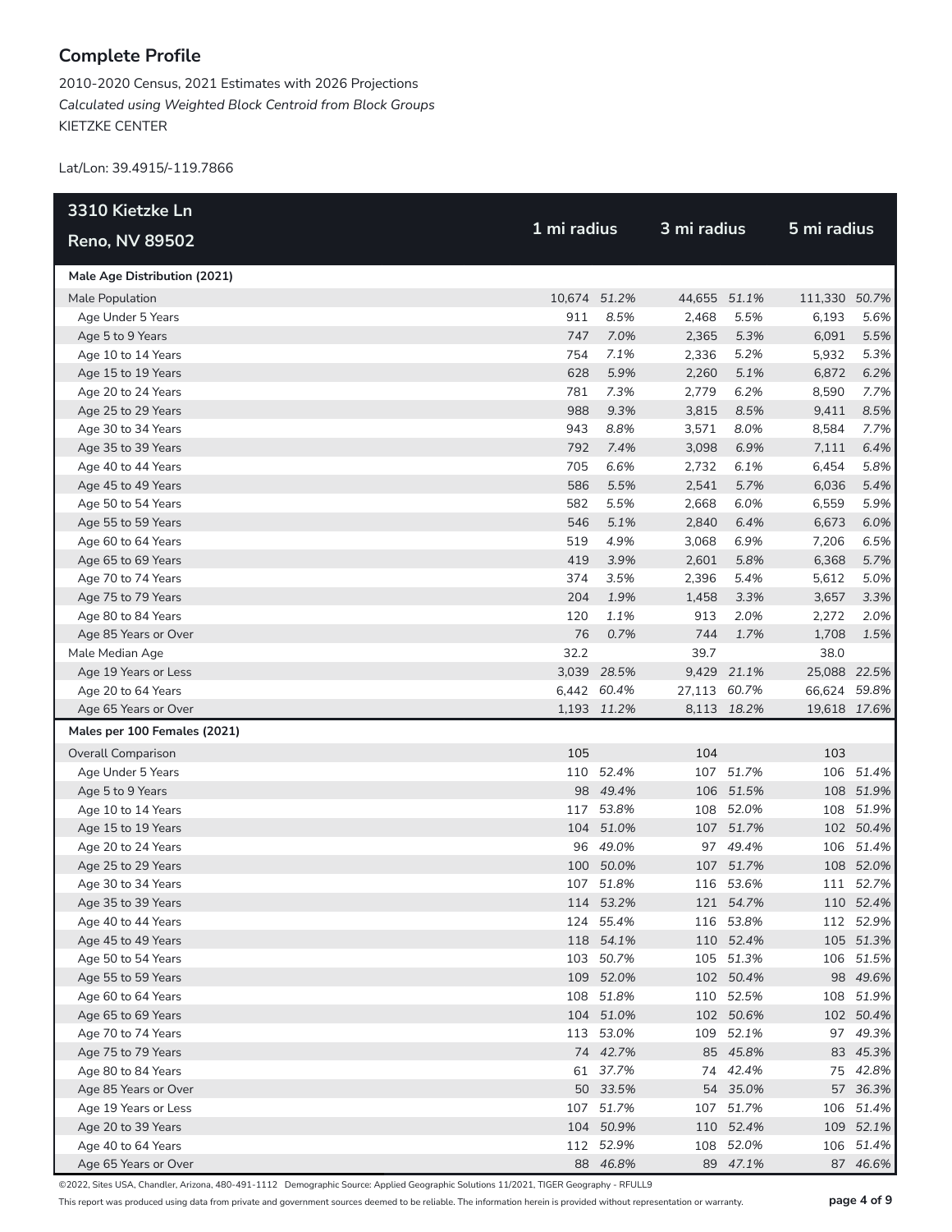## Complete Profile

2010-2020 Census, 2021 Estimates with 2026 Projections
*Calculated using Weighted Block Centroid from Block Groups*
KIETZKE CENTER

Lat/Lon: 39.4915/-119.7866

| 3310 Kietzke Ln Reno, NV 89502 | 1 mi radius | | 3 mi radius | | 5 mi radius | |
|---|---|---|---|---|---|---|
| **Male Age Distribution (2021)** | | | | | | |
| Male Population | 10,674 | *51.2%* | 44,655 | *51.1%* | 111,330 | *50.7%* |
| Age Under 5 Years | 911 | *8.5%* | 2,468 | *5.5%* | 6,193 | *5.6%* |
| Age 5 to 9 Years | 747 | *7.0%* | 2,365 | *5.3%* | 6,091 | *5.5%* |
| Age 10 to 14 Years | 754 | *7.1%* | 2,336 | *5.2%* | 5,932 | *5.3%* |
| Age 15 to 19 Years | 628 | *5.9%* | 2,260 | *5.1%* | 6,872 | *6.2%* |
| Age 20 to 24 Years | 781 | *7.3%* | 2,779 | *6.2%* | 8,590 | *7.7%* |
| Age 25 to 29 Years | 988 | *9.3%* | 3,815 | *8.5%* | 9,411 | *8.5%* |
| Age 30 to 34 Years | 943 | *8.8%* | 3,571 | *8.0%* | 8,584 | *7.7%* |
| Age 35 to 39 Years | 792 | *7.4%* | 3,098 | *6.9%* | 7,111 | *6.4%* |
| Age 40 to 44 Years | 705 | *6.6%* | 2,732 | *6.1%* | 6,454 | *5.8%* |
| Age 45 to 49 Years | 586 | *5.5%* | 2,541 | *5.7%* | 6,036 | *5.4%* |
| Age 50 to 54 Years | 582 | *5.5%* | 2,668 | *6.0%* | 6,559 | *5.9%* |
| Age 55 to 59 Years | 546 | *5.1%* | 2,840 | *6.4%* | 6,673 | *6.0%* |
| Age 60 to 64 Years | 519 | *4.9%* | 3,068 | *6.9%* | 7,206 | *6.5%* |
| Age 65 to 69 Years | 419 | *3.9%* | 2,601 | *5.8%* | 6,368 | *5.7%* |
| Age 70 to 74 Years | 374 | *3.5%* | 2,396 | *5.4%* | 5,612 | *5.0%* |
| Age 75 to 79 Years | 204 | *1.9%* | 1,458 | *3.3%* | 3,657 | *3.3%* |
| Age 80 to 84 Years | 120 | *1.1%* | 913 | *2.0%* | 2,272 | *2.0%* |
| Age 85 Years or Over | 76 | *0.7%* | 744 | *1.7%* | 1,708 | *1.5%* |
| Male Median Age | 32.2 | | 39.7 | | 38.0 | |
| Age 19 Years or Less | 3,039 | *28.5%* | 9,429 | *21.1%* | 25,088 | *22.5%* |
| Age 20 to 64 Years | 6,442 | *60.4%* | 27,113 | *60.7%* | 66,624 | *59.8%* |
| Age 65 Years or Over | 1,193 | *11.2%* | 8,113 | *18.2%* | 19,618 | *17.6%* |
| **Males per 100 Females (2021)** | | | | | | |
| Overall Comparison | 105 | | 104 | | 103 | |
| Age Under 5 Years | 110 | *52.4%* | 107 | *51.7%* | 106 | *51.4%* |
| Age 5 to 9 Years | 98 | *49.4%* | 106 | *51.5%* | 108 | *51.9%* |
| Age 10 to 14 Years | 117 | *53.8%* | 108 | *52.0%* | 108 | *51.9%* |
| Age 15 to 19 Years | 104 | *51.0%* | 107 | *51.7%* | 102 | *50.4%* |
| Age 20 to 24 Years | 96 | *49.0%* | 97 | *49.4%* | 106 | *51.4%* |
| Age 25 to 29 Years | 100 | *50.0%* | 107 | *51.7%* | 108 | *52.0%* |
| Age 30 to 34 Years | 107 | *51.8%* | 116 | *53.6%* | 111 | *52.7%* |
| Age 35 to 39 Years | 114 | *53.2%* | 121 | *54.7%* | 110 | *52.4%* |
| Age 40 to 44 Years | 124 | *55.4%* | 116 | *53.8%* | 112 | *52.9%* |
| Age 45 to 49 Years | 118 | *54.1%* | 110 | *52.4%* | 105 | *51.3%* |
| Age 50 to 54 Years | 103 | *50.7%* | 105 | *51.3%* | 106 | *51.5%* |
| Age 55 to 59 Years | 109 | *52.0%* | 102 | *50.4%* | 98 | *49.6%* |
| Age 60 to 64 Years | 108 | *51.8%* | 110 | *52.5%* | 108 | *51.9%* |
| Age 65 to 69 Years | 104 | *51.0%* | 102 | *50.6%* | 102 | *50.4%* |
| Age 70 to 74 Years | 113 | *53.0%* | 109 | *52.1%* | 97 | *49.3%* |
| Age 75 to 79 Years | 74 | *42.7%* | 85 | *45.8%* | 83 | *45.3%* |
| Age 80 to 84 Years | 61 | *37.7%* | 74 | *42.4%* | 75 | *42.8%* |
| Age 85 Years or Over | 50 | *33.5%* | 54 | *35.0%* | 57 | *36.3%* |
| Age 19 Years or Less | 107 | *51.7%* | 107 | *51.7%* | 106 | *51.4%* |
| Age 20 to 39 Years | 104 | *50.9%* | 110 | *52.4%* | 109 | *52.1%* |
| Age 40 to 64 Years | 112 | *52.9%* | 108 | *52.0%* | 106 | *51.4%* |
| Age 65 Years or Over | 88 | *46.8%* | 89 | *47.1%* | 87 | *46.6%* |

©2022, Sites USA, Chandler, Arizona, 480-491-1112 Demographic Source: Applied Geographic Solutions 11/2021, TIGER Geography - RFULL9

This report was produced using data from private and government sources deemed to be reliable. The information herein is provided without representation or warranty.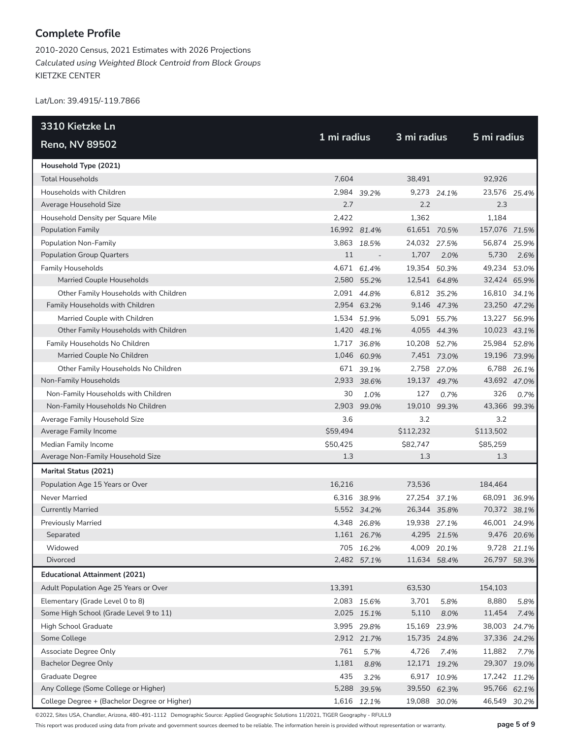## Complete Profile

2010-2020 Census, 2021 Estimates with 2026 Projections
*Calculated using Weighted Block Centroid from Block Groups*
KIETZKE CENTER

Lat/Lon: 39.4915/-119.7866

| 3310 Kietzke Ln<br>Reno, NV 89502 | 1 mi radius | | 3 mi radius | | 5 mi radius | |
|---|---|---|---|---|---|---|
| **Household Type (2021)** | | | | | | |
| Total Households | 7,604 | | 38,491 | | 92,926 | |
| Households with Children | 2,984 | *39.2%* | 9,273 | *24.1%* | 23,576 | *25.4%* |
| Average Household Size | 2.7 | | 2.2 | | 2.3 | |
| Household Density per Square Mile | 2,422 | | 1,362 | | 1,184 | |
| Population Family | 16,992 | *81.4%* | 61,651 | *70.5%* | 157,076 | *71.5%* |
| Population Non-Family | 3,863 | *18.5%* | 24,032 | *27.5%* | 56,874 | *25.9%* |
| Population Group Quarters | 11 | - | 1,707 | *2.0%* | 5,730 | *2.6%* |
| Family Households | 4,671 | *61.4%* | 19,354 | *50.3%* | 49,234 | *53.0%* |
| Married Couple Households | 2,580 | *55.2%* | 12,541 | *64.8%* | 32,424 | *65.9%* |
| Other Family Households with Children | 2,091 | *44.8%* | 6,812 | *35.2%* | 16,810 | *34.1%* |
| Family Households with Children | 2,954 | *63.2%* | 9,146 | *47.3%* | 23,250 | *47.2%* |
| Married Couple with Children | 1,534 | *51.9%* | 5,091 | *55.7%* | 13,227 | *56.9%* |
| Other Family Households with Children | 1,420 | *48.1%* | 4,055 | *44.3%* | 10,023 | *43.1%* |
| Family Households No Children | 1,717 | *36.8%* | 10,208 | *52.7%* | 25,984 | *52.8%* |
| Married Couple No Children | 1,046 | *60.9%* | 7,451 | *73.0%* | 19,196 | *73.9%* |
| Other Family Households No Children | 671 | *39.1%* | 2,758 | *27.0%* | 6,788 | *26.1%* |
| Non-Family Households | 2,933 | *38.6%* | 19,137 | *49.7%* | 43,692 | *47.0%* |
| Non-Family Households with Children | 30 | *1.0%* | 127 | *0.7%* | 326 | *0.7%* |
| Non-Family Households No Children | 2,903 | *99.0%* | 19,010 | *99.3%* | 43,366 | *99.3%* |
| Average Family Household Size | 3.6 | | 3.2 | | 3.2 | |
| Average Family Income | $59,494 | | $112,232 | | $113,502 | |
| Median Family Income | $50,425 | | $82,747 | | $85,259 | |
| Average Non-Family Household Size | 1.3 | | 1.3 | | 1.3 | |
| **Marital Status (2021)** | | | | | | |
| Population Age 15 Years or Over | 16,216 | | 73,536 | | 184,464 | |
| Never Married | 6,316 | *38.9%* | 27,254 | *37.1%* | 68,091 | *36.9%* |
| Currently Married | 5,552 | *34.2%* | 26,344 | *35.8%* | 70,372 | *38.1%* |
| Previously Married | 4,348 | *26.8%* | 19,938 | *27.1%* | 46,001 | *24.9%* |
| Separated | 1,161 | *26.7%* | 4,295 | *21.5%* | 9,476 | *20.6%* |
| Widowed | 705 | *16.2%* | 4,009 | *20.1%* | 9,728 | *21.1%* |
| Divorced | 2,482 | *57.1%* | 11,634 | *58.4%* | 26,797 | *58.3%* |
| **Educational Attainment (2021)** | | | | | | |
| Adult Population Age 25 Years or Over | 13,391 | | 63,530 | | 154,103 | |
| Elementary (Grade Level 0 to 8) | 2,083 | *15.6%* | 3,701 | *5.8%* | 8,880 | *5.8%* |
| Some High School (Grade Level 9 to 11) | 2,025 | *15.1%* | 5,110 | *8.0%* | 11,454 | *7.4%* |
| High School Graduate | 3,995 | *29.8%* | 15,169 | *23.9%* | 38,003 | *24.7%* |
| Some College | 2,912 | *21.7%* | 15,735 | *24.8%* | 37,336 | *24.2%* |
| Associate Degree Only | 761 | *5.7%* | 4,726 | *7.4%* | 11,882 | *7.7%* |
| Bachelor Degree Only | 1,181 | *8.8%* | 12,171 | *19.2%* | 29,307 | *19.0%* |
| Graduate Degree | 435 | *3.2%* | 6,917 | *10.9%* | 17,242 | *11.2%* |
| Any College (Some College or Higher) | 5,288 | *39.5%* | 39,550 | *62.3%* | 95,766 | *62.1%* |
| College Degree + (Bachelor Degree or Higher) | 1,616 | *12.1%* | 19,088 | *30.0%* | 46,549 | *30.2%* |

©2022, Sites USA, Chandler, Arizona, 480-491-1112 Demographic Source: Applied Geographic Solutions 11/2021, TIGER Geography - RFULL9

This report was produced using data from private and government sources deemed to be reliable. The information herein is provided without representation or warranty.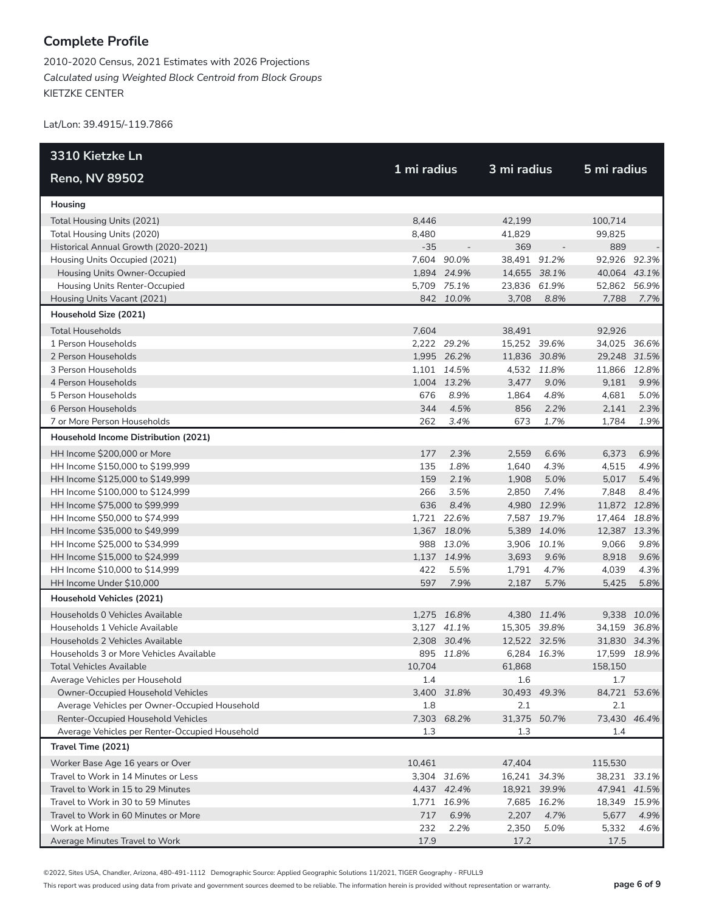# Complete Profile

2010-2020 Census, 2021 Estimates with 2026 Projections

*Calculated using Weighted Block Centroid from Block Groups*

KIETZKE CENTER

Lat/Lon: 39.4915/-119.7866

| 3310 Kietzke Ln<br>Reno, NV 89502 | 1 mi radius | | 3 mi radius | | 5 mi radius | |
|---|---|---|---|---|---|---|
| **Housing** | | | | | | |
| Total Housing Units (2021) | 8,446 | | 42,199 | | 100,714 | |
| Total Housing Units (2020) | 8,480 | | 41,829 | | 99,825 | |
| Historical Annual Growth (2020-2021) | -35 | - | 369 | - | 889 | - |
| Housing Units Occupied (2021) | 7,604 | *90.0%* | 38,491 | *91.2%* | 92,926 | *92.3%* |
| Housing Units Owner-Occupied | 1,894 | *24.9%* | 14,655 | *38.1%* | 40,064 | *43.1%* |
| Housing Units Renter-Occupied | 5,709 | *75.1%* | 23,836 | *61.9%* | 52,862 | *56.9%* |
| Housing Units Vacant (2021) | 842 | *10.0%* | 3,708 | *8.8%* | 7,788 | *7.7%* |
| **Household Size (2021)** | | | | | | |
| Total Households | 7,604 | | 38,491 | | 92,926 | |
| 1 Person Households | 2,222 | *29.2%* | 15,252 | *39.6%* | 34,025 | *36.6%* |
| 2 Person Households | 1,995 | *26.2%* | 11,836 | *30.8%* | 29,248 | *31.5%* |
| 3 Person Households | 1,101 | *14.5%* | 4,532 | *11.8%* | 11,866 | *12.8%* |
| 4 Person Households | 1,004 | *13.2%* | 3,477 | *9.0%* | 9,181 | *9.9%* |
| 5 Person Households | 676 | *8.9%* | 1,864 | *4.8%* | 4,681 | *5.0%* |
| 6 Person Households | 344 | *4.5%* | 856 | *2.2%* | 2,141 | *2.3%* |
| 7 or More Person Households | 262 | *3.4%* | 673 | *1.7%* | 1,784 | *1.9%* |
| **Household Income Distribution (2021)** | | | | | | |
| HH Income $200,000 or More | 177 | *2.3%* | 2,559 | *6.6%* | 6,373 | *6.9%* |
| HH Income $150,000 to $199,999 | 135 | *1.8%* | 1,640 | *4.3%* | 4,515 | *4.9%* |
| HH Income $125,000 to $149,999 | 159 | *2.1%* | 1,908 | *5.0%* | 5,017 | *5.4%* |
| HH Income $100,000 to $124,999 | 266 | *3.5%* | 2,850 | *7.4%* | 7,848 | *8.4%* |
| HH Income $75,000 to $99,999 | 636 | *8.4%* | 4,980 | *12.9%* | 11,872 | *12.8%* |
| HH Income $50,000 to $74,999 | 1,721 | *22.6%* | 7,587 | *19.7%* | 17,464 | *18.8%* |
| HH Income $35,000 to $49,999 | 1,367 | *18.0%* | 5,389 | *14.0%* | 12,387 | *13.3%* |
| HH Income $25,000 to $34,999 | 988 | *13.0%* | 3,906 | *10.1%* | 9,066 | *9.8%* |
| HH Income $15,000 to $24,999 | 1,137 | *14.9%* | 3,693 | *9.6%* | 8,918 | *9.6%* |
| HH Income $10,000 to $14,999 | 422 | *5.5%* | 1,791 | *4.7%* | 4,039 | *4.3%* |
| HH Income Under $10,000 | 597 | *7.9%* | 2,187 | *5.7%* | 5,425 | *5.8%* |
| **Household Vehicles (2021)** | | | | | | |
| Households 0 Vehicles Available | 1,275 | *16.8%* | 4,380 | *11.4%* | 9,338 | *10.0%* |
| Households 1 Vehicle Available | 3,127 | *41.1%* | 15,305 | *39.8%* | 34,159 | *36.8%* |
| Households 2 Vehicles Available | 2,308 | *30.4%* | 12,522 | *32.5%* | 31,830 | *34.3%* |
| Households 3 or More Vehicles Available | 895 | *11.8%* | 6,284 | *16.3%* | 17,599 | *18.9%* |
| Total Vehicles Available | 10,704 | | 61,868 | | 158,150 | |
| Average Vehicles per Household | 1.4 | | 1.6 | | 1.7 | |
| Owner-Occupied Household Vehicles | 3,400 | *31.8%* | 30,493 | *49.3%* | 84,721 | *53.6%* |
| Average Vehicles per Owner-Occupied Household | 1.8 | | 2.1 | | 2.1 | |
| Renter-Occupied Household Vehicles | 7,303 | *68.2%* | 31,375 | *50.7%* | 73,430 | *46.4%* |
| Average Vehicles per Renter-Occupied Household | 1.3 | | 1.3 | | 1.4 | |
| **Travel Time (2021)** | | | | | | |
| Worker Base Age 16 years or Over | 10,461 | | 47,404 | | 115,530 | |
| Travel to Work in 14 Minutes or Less | 3,304 | *31.6%* | 16,241 | *34.3%* | 38,231 | *33.1%* |
| Travel to Work in 15 to 29 Minutes | 4,437 | *42.4%* | 18,921 | *39.9%* | 47,941 | *41.5%* |
| Travel to Work in 30 to 59 Minutes | 1,771 | *16.9%* | 7,685 | *16.2%* | 18,349 | *15.9%* |
| Travel to Work in 60 Minutes or More | 717 | *6.9%* | 2,207 | *4.7%* | 5,677 | *4.9%* |
| Work at Home | 232 | *2.2%* | 2,350 | *5.0%* | 5,332 | *4.6%* |
| Average Minutes Travel to Work | 17.9 | | 17.2 | | 17.5 | |

©2022, Sites USA, Chandler, Arizona, 480-491-1112 Demographic Source: Applied Geographic Solutions 11/2021, TIGER Geography - RFULL9

This report was produced using data from private and government sources deemed to be reliable. The information herein is provided without representation or warranty.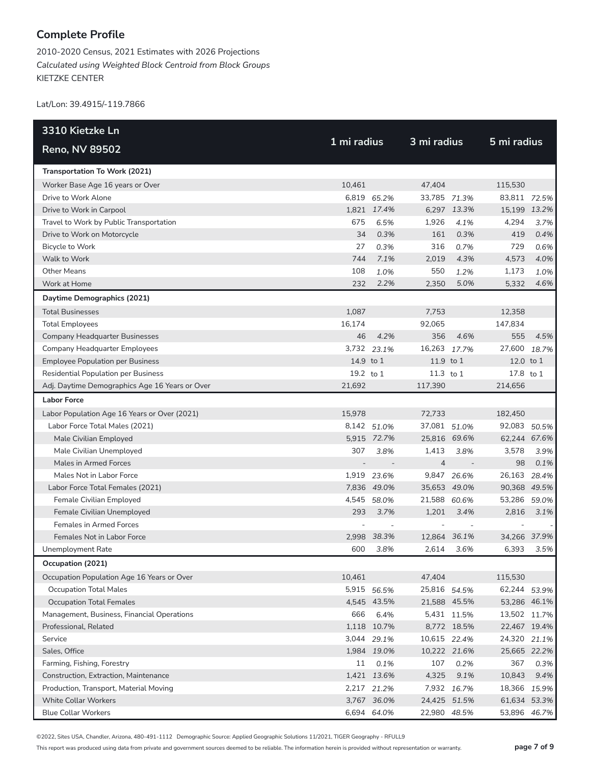## Complete Profile

2010-2020 Census, 2021 Estimates with 2026 Projections
*Calculated using Weighted Block Centroid from Block Groups*
KIETZKE CENTER

Lat/Lon: 39.4915/-119.7866

| 3310 Kietzke Ln Reno, NV 89502 | 1 mi radius | | 3 mi radius | | 5 mi radius | |
|---|---|---|---|---|---|---|
| **Transportation To Work (2021)** | | | | | | |
| Worker Base Age 16 years or Over | 10,461 | | 47,404 | | 115,530 | |
| Drive to Work Alone | 6,819 | *65.2%* | 33,785 | *71.3%* | 83,811 | *72.5%* |
| Drive to Work in Carpool | 1,821 | *17.4%* | 6,297 | *13.3%* | 15,199 | *13.2%* |
| Travel to Work by Public Transportation | 675 | *6.5%* | 1,926 | *4.1%* | 4,294 | *3.7%* |
| Drive to Work on Motorcycle | 34 | *0.3%* | 161 | *0.3%* | 419 | *0.4%* |
| Bicycle to Work | 27 | *0.3%* | 316 | *0.7%* | 729 | *0.6%* |
| Walk to Work | 744 | *7.1%* | 2,019 | *4.3%* | 4,573 | *4.0%* |
| Other Means | 108 | *1.0%* | 550 | *1.2%* | 1,173 | *1.0%* |
| Work at Home | 232 | *2.2%* | 2,350 | *5.0%* | 5,332 | *4.6%* |
| **Daytime Demographics (2021)** | | | | | | |
| Total Businesses | 1,087 | | 7,753 | | 12,358 | |
| Total Employees | 16,174 | | 92,065 | | 147,834 | |
| Company Headquarter Businesses | 46 | *4.2%* | 356 | *4.6%* | 555 | *4.5%* |
| Company Headquarter Employees | 3,732 | *23.1%* | 16,263 | *17.7%* | 27,600 | *18.7%* |
| Employee Population per Business | 14.9 | to 1 | 11.9 | to 1 | 12.0 | to 1 |
| Residential Population per Business | 19.2 | to 1 | 11.3 | to 1 | 17.8 | to 1 |
| Adj. Daytime Demographics Age 16 Years or Over | 21,692 | | 117,390 | | 214,656 | |
| **Labor Force** | | | | | | |
| Labor Population Age 16 Years or Over (2021) | 15,978 | | 72,733 | | 182,450 | |
| Labor Force Total Males (2021) | 8,142 | *51.0%* | 37,081 | *51.0%* | 92,083 | *50.5%* |
| Male Civilian Employed | 5,915 | *72.7%* | 25,816 | *69.6%* | 62,244 | *67.6%* |
| Male Civilian Unemployed | 307 | *3.8%* | 1,413 | *3.8%* | 3,578 | *3.9%* |
| Males in Armed Forces | - | - | 4 | - | 98 | *0.1%* |
| Males Not in Labor Force | 1,919 | *23.6%* | 9,847 | *26.6%* | 26,163 | *28.4%* |
| Labor Force Total Females (2021) | 7,836 | *49.0%* | 35,653 | *49.0%* | 90,368 | *49.5%* |
| Female Civilian Employed | 4,545 | *58.0%* | 21,588 | *60.6%* | 53,286 | *59.0%* |
| Female Civilian Unemployed | 293 | *3.7%* | 1,201 | *3.4%* | 2,816 | *3.1%* |
| Females in Armed Forces | - | - | - | - | - | - |
| Females Not in Labor Force | 2,998 | *38.3%* | 12,864 | *36.1%* | 34,266 | *37.9%* |
| Unemployment Rate | 600 | *3.8%* | 2,614 | *3.6%* | 6,393 | *3.5%* |
| **Occupation (2021)** | | | | | | |
| Occupation Population Age 16 Years or Over | 10,461 | | 47,404 | | 115,530 | |
| Occupation Total Males | 5,915 | *56.5%* | 25,816 | *54.5%* | 62,244 | *53.9%* |
| Occupation Total Females | 4,545 | 43.5% | 21,588 | 45.5% | 53,286 | 46.1% |
| Management, Business, Financial Operations | 666 | 6.4% | 5,431 | 11.5% | 13,502 | 11.7% |
| Professional, Related | 1,118 | 10.7% | 8,772 | 18.5% | 22,467 | 19.4% |
| Service | 3,044 | *29.1%* | 10,615 | *22.4%* | 24,320 | *21.1%* |
| Sales, Office | 1,984 | *19.0%* | 10,222 | *21.6%* | 25,665 | *22.2%* |
| Farming, Fishing, Forestry | 11 | *0.1%* | 107 | *0.2%* | 367 | *0.3%* |
| Construction, Extraction, Maintenance | 1,421 | *13.6%* | 4,325 | *9.1%* | 10,843 | *9.4%* |
| Production, Transport, Material Moving | 2,217 | *21.2%* | 7,932 | *16.7%* | 18,366 | *15.9%* |
| White Collar Workers | 3,767 | *36.0%* | 24,425 | *51.5%* | 61,634 | *53.3%* |
| Blue Collar Workers | 6,694 | *64.0%* | 22,980 | *48.5%* | 53,896 | *46.7%* |

©2022, Sites USA, Chandler, Arizona, 480-491-1112 Demographic Source: Applied Geographic Solutions 11/2021, TIGER Geography - RFULL9

This report was produced using data from private and government sources deemed to be reliable. The information herein is provided without representation or warranty.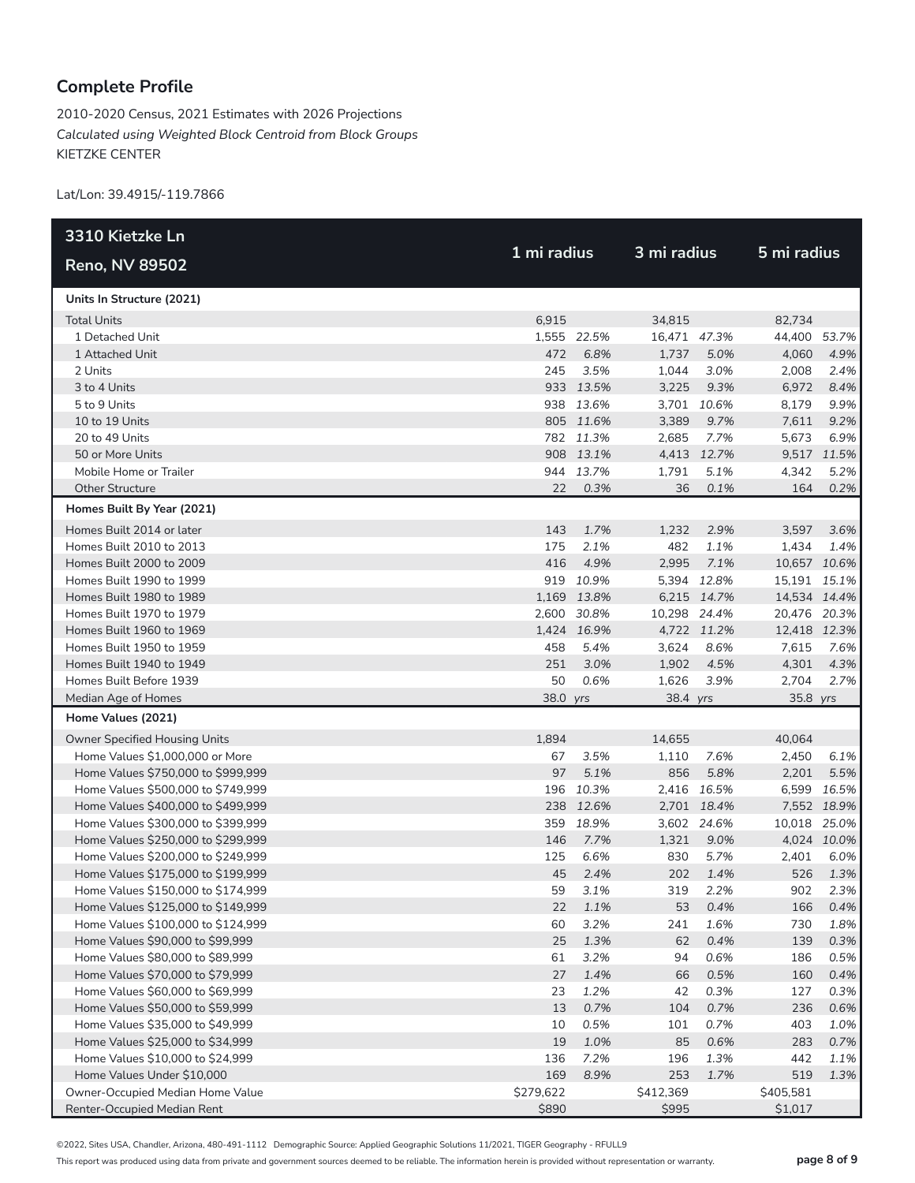## Complete Profile

2010-2020 Census, 2021 Estimates with 2026 Projections
*Calculated using Weighted Block Centroid from Block Groups*
KIETZKE CENTER

Lat/Lon: 39.4915/-119.7866

| 3310 Kietzke Ln<br>Reno, NV 89502 | 1 mi radius | | 3 mi radius | | 5 mi radius | |
|---|---|---|---|---|---|---|
| **Units In Structure (2021)** | | | | | | |
| Total Units | 6,915 | | 34,815 | | 82,734 | |
| 1 Detached Unit | 1,555 | *22.5%* | 16,471 | *47.3%* | 44,400 | *53.7%* |
| 1 Attached Unit | 472 | *6.8%* | 1,737 | *5.0%* | 4,060 | *4.9%* |
| 2 Units | 245 | *3.5%* | 1,044 | *3.0%* | 2,008 | *2.4%* |
| 3 to 4 Units | 933 | *13.5%* | 3,225 | *9.3%* | 6,972 | *8.4%* |
| 5 to 9 Units | 938 | *13.6%* | 3,701 | *10.6%* | 8,179 | *9.9%* |
| 10 to 19 Units | 805 | *11.6%* | 3,389 | *9.7%* | 7,611 | *9.2%* |
| 20 to 49 Units | 782 | *11.3%* | 2,685 | *7.7%* | 5,673 | *6.9%* |
| 50 or More Units | 908 | *13.1%* | 4,413 | *12.7%* | 9,517 | *11.5%* |
| Mobile Home or Trailer | 944 | *13.7%* | 1,791 | *5.1%* | 4,342 | *5.2%* |
| Other Structure | 22 | *0.3%* | 36 | *0.1%* | 164 | *0.2%* |
| **Homes Built By Year (2021)** | | | | | | |
| Homes Built 2014 or later | 143 | *1.7%* | 1,232 | *2.9%* | 3,597 | *3.6%* |
| Homes Built 2010 to 2013 | 175 | *2.1%* | 482 | *1.1%* | 1,434 | *1.4%* |
| Homes Built 2000 to 2009 | 416 | *4.9%* | 2,995 | *7.1%* | 10,657 | *10.6%* |
| Homes Built 1990 to 1999 | 919 | *10.9%* | 5,394 | *12.8%* | 15,191 | *15.1%* |
| Homes Built 1980 to 1989 | 1,169 | *13.8%* | 6,215 | *14.7%* | 14,534 | *14.4%* |
| Homes Built 1970 to 1979 | 2,600 | *30.8%* | 10,298 | *24.4%* | 20,476 | *20.3%* |
| Homes Built 1960 to 1969 | 1,424 | *16.9%* | 4,722 | *11.2%* | 12,418 | *12.3%* |
| Homes Built 1950 to 1959 | 458 | *5.4%* | 3,624 | *8.6%* | 7,615 | *7.6%* |
| Homes Built 1940 to 1949 | 251 | *3.0%* | 1,902 | *4.5%* | 4,301 | *4.3%* |
| Homes Built Before 1939 | 50 | *0.6%* | 1,626 | *3.9%* | 2,704 | *2.7%* |
| Median Age of Homes | 38.0 | *yrs* | 38.4 | *yrs* | 35.8 | *yrs* |
| **Home Values (2021)** | | | | | | |
| Owner Specified Housing Units | 1,894 | | 14,655 | | 40,064 | |
| Home Values $1,000,000 or More | 67 | *3.5%* | 1,110 | *7.6%* | 2,450 | *6.1%* |
| Home Values $750,000 to $999,999 | 97 | *5.1%* | 856 | *5.8%* | 2,201 | *5.5%* |
| Home Values $500,000 to $749,999 | 196 | *10.3%* | 2,416 | *16.5%* | 6,599 | *16.5%* |
| Home Values $400,000 to $499,999 | 238 | *12.6%* | 2,701 | *18.4%* | 7,552 | *18.9%* |
| Home Values $300,000 to $399,999 | 359 | *18.9%* | 3,602 | *24.6%* | 10,018 | *25.0%* |
| Home Values $250,000 to $299,999 | 146 | *7.7%* | 1,321 | *9.0%* | 4,024 | *10.0%* |
| Home Values $200,000 to $249,999 | 125 | *6.6%* | 830 | *5.7%* | 2,401 | *6.0%* |
| Home Values $175,000 to $199,999 | 45 | *2.4%* | 202 | *1.4%* | 526 | *1.3%* |
| Home Values $150,000 to $174,999 | 59 | *3.1%* | 319 | *2.2%* | 902 | *2.3%* |
| Home Values $125,000 to $149,999 | 22 | *1.1%* | 53 | *0.4%* | 166 | *0.4%* |
| Home Values $100,000 to $124,999 | 60 | *3.2%* | 241 | *1.6%* | 730 | *1.8%* |
| Home Values $90,000 to $99,999 | 25 | *1.3%* | 62 | *0.4%* | 139 | *0.3%* |
| Home Values $80,000 to $89,999 | 61 | *3.2%* | 94 | *0.6%* | 186 | *0.5%* |
| Home Values $70,000 to $79,999 | 27 | *1.4%* | 66 | *0.5%* | 160 | *0.4%* |
| Home Values $60,000 to $69,999 | 23 | *1.2%* | 42 | *0.3%* | 127 | *0.3%* |
| Home Values $50,000 to $59,999 | 13 | *0.7%* | 104 | *0.7%* | 236 | *0.6%* |
| Home Values $35,000 to $49,999 | 10 | *0.5%* | 101 | *0.7%* | 403 | *1.0%* |
| Home Values $25,000 to $34,999 | 19 | *1.0%* | 85 | *0.6%* | 283 | *0.7%* |
| Home Values $10,000 to $24,999 | 136 | *7.2%* | 196 | *1.3%* | 442 | *1.1%* |
| Home Values Under $10,000 | 169 | *8.9%* | 253 | *1.7%* | 519 | *1.3%* |
| Owner-Occupied Median Home Value | $279,622 | | $412,369 | | $405,581 | |
| Renter-Occupied Median Rent | $890 | | $995 | | $1,017 | |

©2022, Sites USA, Chandler, Arizona, 480-491-1112 Demographic Source: Applied Geographic Solutions 11/2021, TIGER Geography - RFULL9

This report was produced using data from private and government sources deemed to be reliable. The information herein is provided without representation or warranty.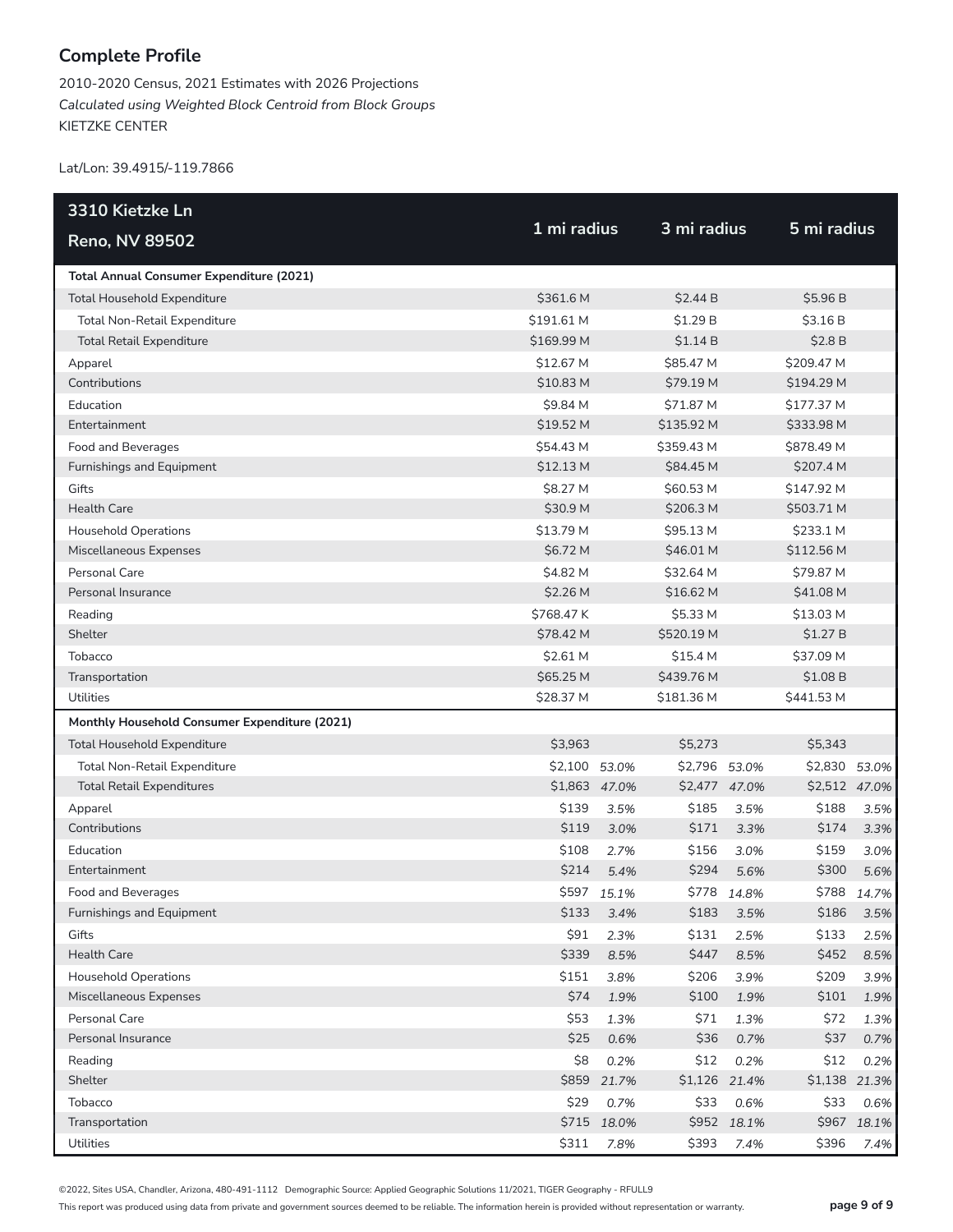## Complete Profile

2010-2020 Census, 2021 Estimates with 2026 Projections
*Calculated using Weighted Block Centroid from Block Groups*
KIETZKE CENTER

Lat/Lon: 39.4915/-119.7866

| 3310 Kietzke Ln Reno, NV 89502 | 1 mi radius | | 3 mi radius | | 5 mi radius | |
|---|---|---|---|---|---|---|
| **Total Annual Consumer Expenditure (2021)** | | | | | | |
| Total Household Expenditure | $361.6 M | | $2.44 B | | $5.96 B | |
| Total Non-Retail Expenditure | $191.61 M | | $1.29 B | | $3.16 B | |
| Total Retail Expenditure | $169.99 M | | $1.14 B | | $2.8 B | |
| Apparel | $12.67 M | | $85.47 M | | $209.47 M | |
| Contributions | $10.83 M | | $79.19 M | | $194.29 M | |
| Education | $9.84 M | | $71.87 M | | $177.37 M | |
| Entertainment | $19.52 M | | $135.92 M | | $333.98 M | |
| Food and Beverages | $54.43 M | | $359.43 M | | $878.49 M | |
| Furnishings and Equipment | $12.13 M | | $84.45 M | | $207.4 M | |
| Gifts | $8.27 M | | $60.53 M | | $147.92 M | |
| Health Care | $30.9 M | | $206.3 M | | $503.71 M | |
| Household Operations | $13.79 M | | $95.13 M | | $233.1 M | |
| Miscellaneous Expenses | $6.72 M | | $46.01 M | | $112.56 M | |
| Personal Care | $4.82 M | | $32.64 M | | $79.87 M | |
| Personal Insurance | $2.26 M | | $16.62 M | | $41.08 M | |
| Reading | $768.47 K | | $5.33 M | | $13.03 M | |
| Shelter | $78.42 M | | $520.19 M | | $1.27 B | |
| Tobacco | $2.61 M | | $15.4 M | | $37.09 M | |
| Transportation | $65.25 M | | $439.76 M | | $1.08 B | |
| Utilities | $28.37 M | | $181.36 M | | $441.53 M | |
| **Monthly Household Consumer Expenditure (2021)** | | | | | | |
| Total Household Expenditure | $3,963 | | $5,273 | | $5,343 | |
| Total Non-Retail Expenditure | $2,100 | *53.0%* | $2,796 | *53.0%* | $2,830 | *53.0%* |
| Total Retail Expenditures | $1,863 | *47.0%* | $2,477 | *47.0%* | $2,512 | *47.0%* |
| Apparel | $139 | *3.5%* | $185 | *3.5%* | $188 | *3.5%* |
| Contributions | $119 | *3.0%* | $171 | *3.3%* | $174 | *3.3%* |
| Education | $108 | *2.7%* | $156 | *3.0%* | $159 | *3.0%* |
| Entertainment | $214 | *5.4%* | $294 | *5.6%* | $300 | *5.6%* |
| Food and Beverages | $597 | *15.1%* | $778 | *14.8%* | $788 | *14.7%* |
| Furnishings and Equipment | $133 | *3.4%* | $183 | *3.5%* | $186 | *3.5%* |
| Gifts | $91 | *2.3%* | $131 | *2.5%* | $133 | *2.5%* |
| Health Care | $339 | *8.5%* | $447 | *8.5%* | $452 | *8.5%* |
| Household Operations | $151 | *3.8%* | $206 | *3.9%* | $209 | *3.9%* |
| Miscellaneous Expenses | $74 | *1.9%* | $100 | *1.9%* | $101 | *1.9%* |
| Personal Care | $53 | *1.3%* | $71 | *1.3%* | $72 | *1.3%* |
| Personal Insurance | $25 | *0.6%* | $36 | *0.7%* | $37 | *0.7%* |
| Reading | $8 | *0.2%* | $12 | *0.2%* | $12 | *0.2%* |
| Shelter | $859 | *21.7%* | $1,126 | *21.4%* | $1,138 | *21.3%* |
| Tobacco | $29 | *0.7%* | $33 | *0.6%* | $33 | *0.6%* |
| Transportation | $715 | *18.0%* | $952 | *18.1%* | $967 | *18.1%* |
| Utilities | $311 | *7.8%* | $393 | *7.4%* | $396 | *7.4%* |

©2022, Sites USA, Chandler, Arizona, 480-491-1112 Demographic Source: Applied Geographic Solutions 11/2021, TIGER Geography - RFULL9

This report was produced using data from private and government sources deemed to be reliable. The information herein is provided without representation or warranty.